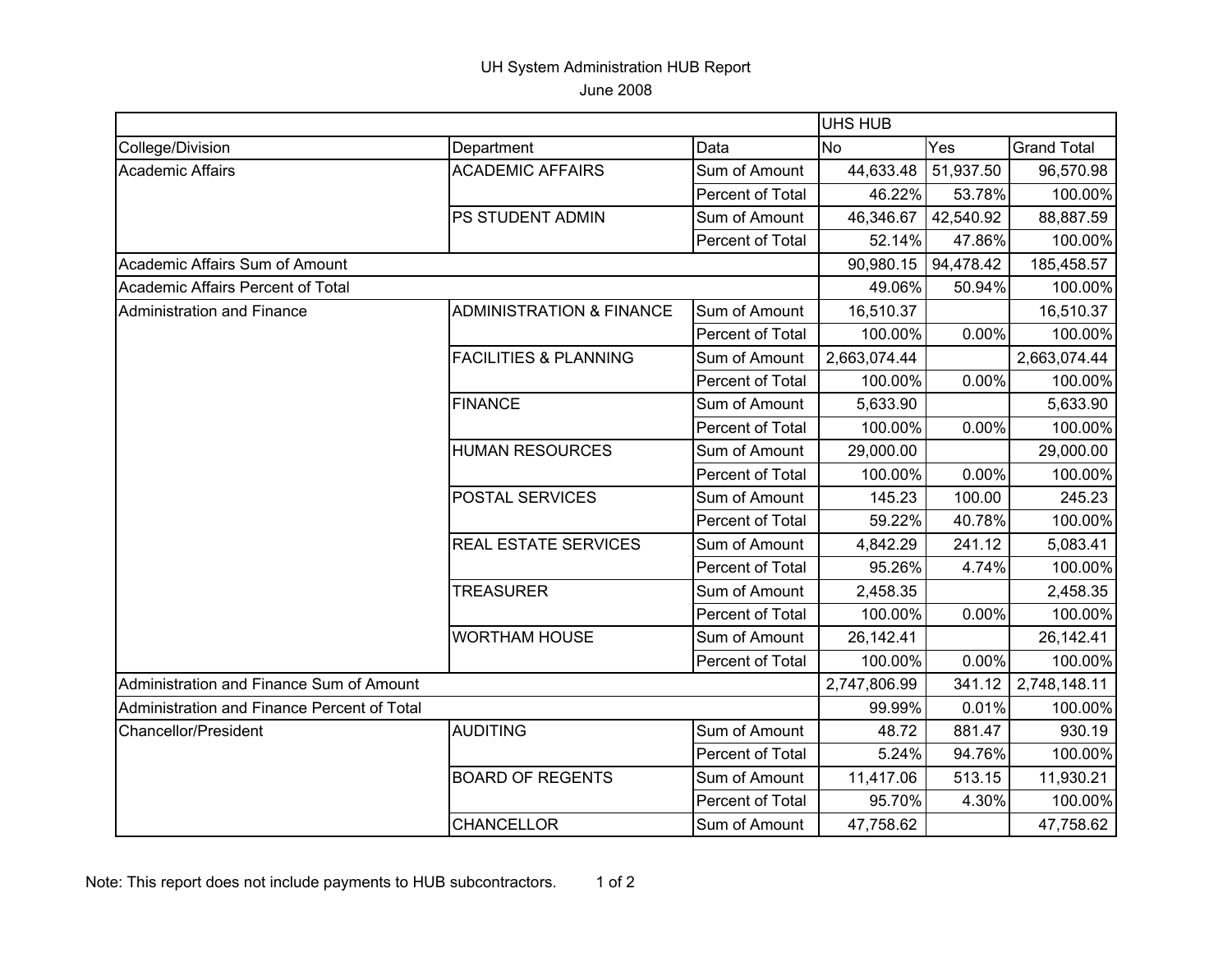# UH System Administration HUB Report

June 2008

| | | | UHS HUB | | |
|---|---|---|---|---|---|
| College/Division | Department | Data | No | Yes | Grand Total |
| Academic Affairs | ACADEMIC AFFAIRS | Sum of Amount | 44,633.48 | 51,937.50 | 96,570.98 |
| | | Percent of Total | 46.22% | 53.78% | 100.00% |
| | PS STUDENT ADMIN | Sum of Amount | 46,346.67 | 42,540.92 | 88,887.59 |
| | | Percent of Total | 52.14% | 47.86% | 100.00% |
| Academic Affairs Sum of Amount | | | 90,980.15 | 94,478.42 | 185,458.57 |
| Academic Affairs Percent of Total | | | 49.06% | 50.94% | 100.00% |
| Administration and Finance | ADMINISTRATION & FINANCE | Sum of Amount | 16,510.37 | | 16,510.37 |
| | | Percent of Total | 100.00% | 0.00% | 100.00% |
| | FACILITIES & PLANNING | Sum of Amount | 2,663,074.44 | | 2,663,074.44 |
| | | Percent of Total | 100.00% | 0.00% | 100.00% |
| | FINANCE | Sum of Amount | 5,633.90 | | 5,633.90 |
| | | Percent of Total | 100.00% | 0.00% | 100.00% |
| | HUMAN RESOURCES | Sum of Amount | 29,000.00 | | 29,000.00 |
| | | Percent of Total | 100.00% | 0.00% | 100.00% |
| | POSTAL SERVICES | Sum of Amount | 145.23 | 100.00 | 245.23 |
| | | Percent of Total | 59.22% | 40.78% | 100.00% |
| | REAL ESTATE SERVICES | Sum of Amount | 4,842.29 | 241.12 | 5,083.41 |
| | | Percent of Total | 95.26% | 4.74% | 100.00% |
| | TREASURER | Sum of Amount | 2,458.35 | | 2,458.35 |
| | | Percent of Total | 100.00% | 0.00% | 100.00% |
| | WORTHAM HOUSE | Sum of Amount | 26,142.41 | | 26,142.41 |
| | | Percent of Total | 100.00% | 0.00% | 100.00% |
| Administration and Finance Sum of Amount | | | 2,747,806.99 | 341.12 | 2,748,148.11 |
| Administration and Finance Percent of Total | | | 99.99% | 0.01% | 100.00% |
| Chancellor/President | AUDITING | Sum of Amount | 48.72 | 881.47 | 930.19 |
| | | Percent of Total | 5.24% | 94.76% | 100.00% |
| | BOARD OF REGENTS | Sum of Amount | 11,417.06 | 513.15 | 11,930.21 |
| | | Percent of Total | 95.70% | 4.30% | 100.00% |
| | CHANCELLOR | Sum of Amount | 47,758.62 | | 47,758.62 |

Note: This report does not include payments to HUB subcontractors.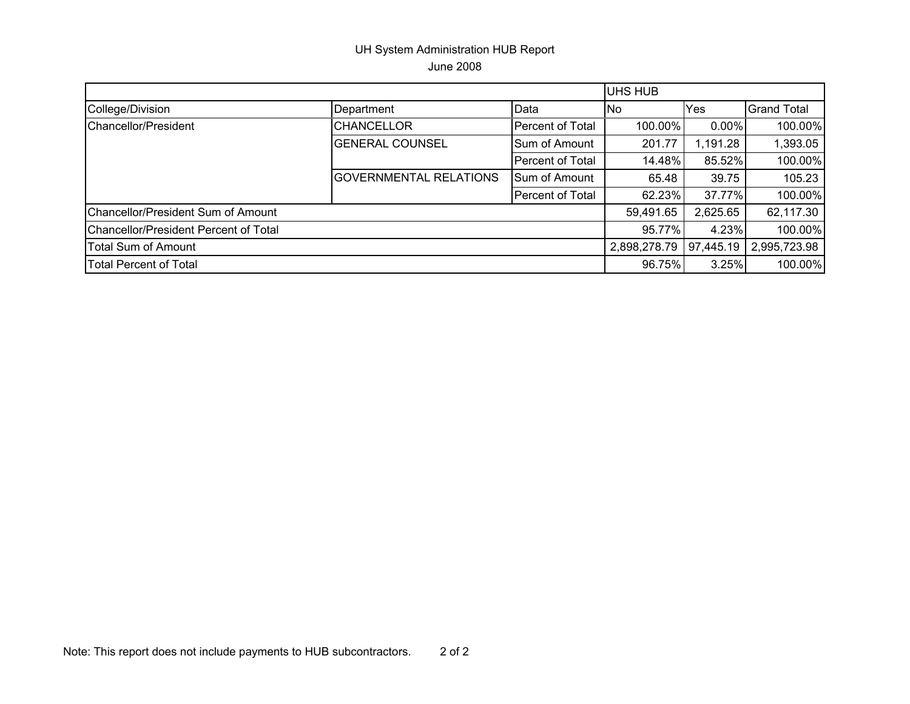UH System Administration HUB Report
June 2008

| | | | UHS HUB | | |
|---|---|---|---|---|---|
| College/Division | Department | Data | No | Yes | Grand Total |
| Chancellor/President | CHANCELLOR | Percent of Total | 100.00% | 0.00% | 100.00% |
| | GENERAL COUNSEL | Sum of Amount | 201.77 | 1,191.28 | 1,393.05 |
| | | Percent of Total | 14.48% | 85.52% | 100.00% |
| | GOVERNMENTAL RELATIONS | Sum of Amount | 65.48 | 39.75 | 105.23 |
| | | Percent of Total | 62.23% | 37.77% | 100.00% |
| Chancellor/President Sum of Amount | | | 59,491.65 | 2,625.65 | 62,117.30 |
| Chancellor/President Percent of Total | | | 95.77% | 4.23% | 100.00% |
| Total Sum of Amount | | | 2,898,278.79 | 97,445.19 | 2,995,723.98 |
| Total Percent of Total | | | 96.75% | 3.25% | 100.00% |

Note: This report does not include payments to HUB subcontractors.